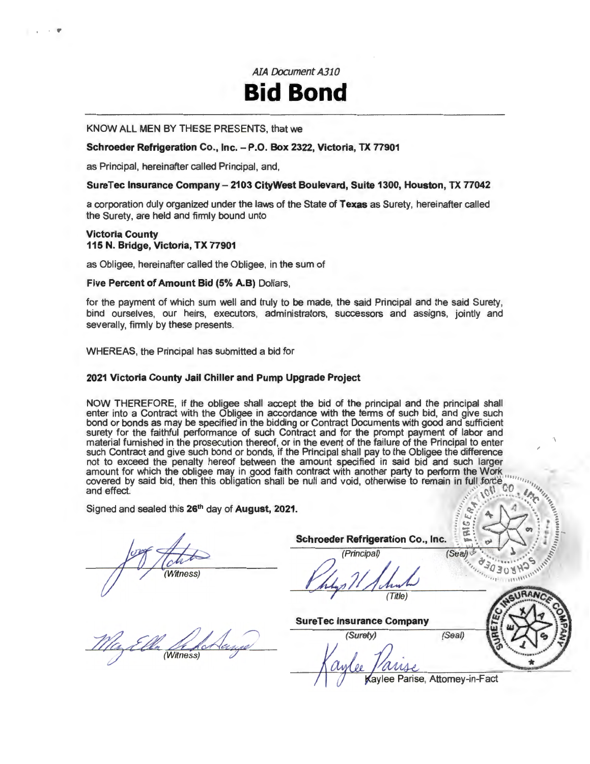*AIA Document A310*

# Bid Bond

KNOW ALL MEN BY THESE PRESENTS, that we

**Schroeder Refrigeration Co., Inc. – P.O. Box 2322, Victoria, TX 77901**

as Principal, hereinafter called Principal, and,

**SureTec Insurance Company – 2103 CityWest Boulevard, Suite 1300, Houston, TX 77042**

a corporation duly organized under the laws of the State of **Texas** as Surety, hereinafter called the Surety, are held and firmly bound unto

**Victoria County**
**115 N. Bridge, Victoria, TX 77901**

as Obligee, hereinafter called the Obligee, in the sum of

**Five Percent of Amount Bid (5% A.B)** Dollars,

for the payment of which sum well and truly to be made, the said Principal and the said Surety, bind ourselves, our heirs, executors, administrators, successors and assigns, jointly and severally, firmly by these presents.

WHEREAS, the Principal has submitted a bid for

**2021 Victoria County Jail Chiller and Pump Upgrade Project**

NOW THEREFORE, if the obligee shall accept the bid of the principal and the principal shall enter into a Contract with the Obligee in accordance with the terms of such bid, and give such bond or bonds as may be specified in the bidding or Contract Documents with good and sufficient surety for the faithful performance of such Contract and for the prompt payment of labor and material furnished in the prosecution thereof, or in the event of the failure of the Principal to enter such Contract and give such bond or bonds, if the Principal shall pay to the Obligee the difference not to exceed the penalty hereof between the amount specified in said bid and such larger amount for which the obligee may in good faith contract with another party to perform the Work covered by said bid, then this obligation shall be null and void, otherwise to remain in full force and effect.

Signed and sealed this **26th** day of **August, 2021.**

(Witness)

**Schroeder Refrigeration Co., Inc.**
(Principal) (Seal)

(Title)

(Witness)

**SureTec Insurance Company**
(Surety) (Seal)

Kaylee Parise, Attorney-in-Fact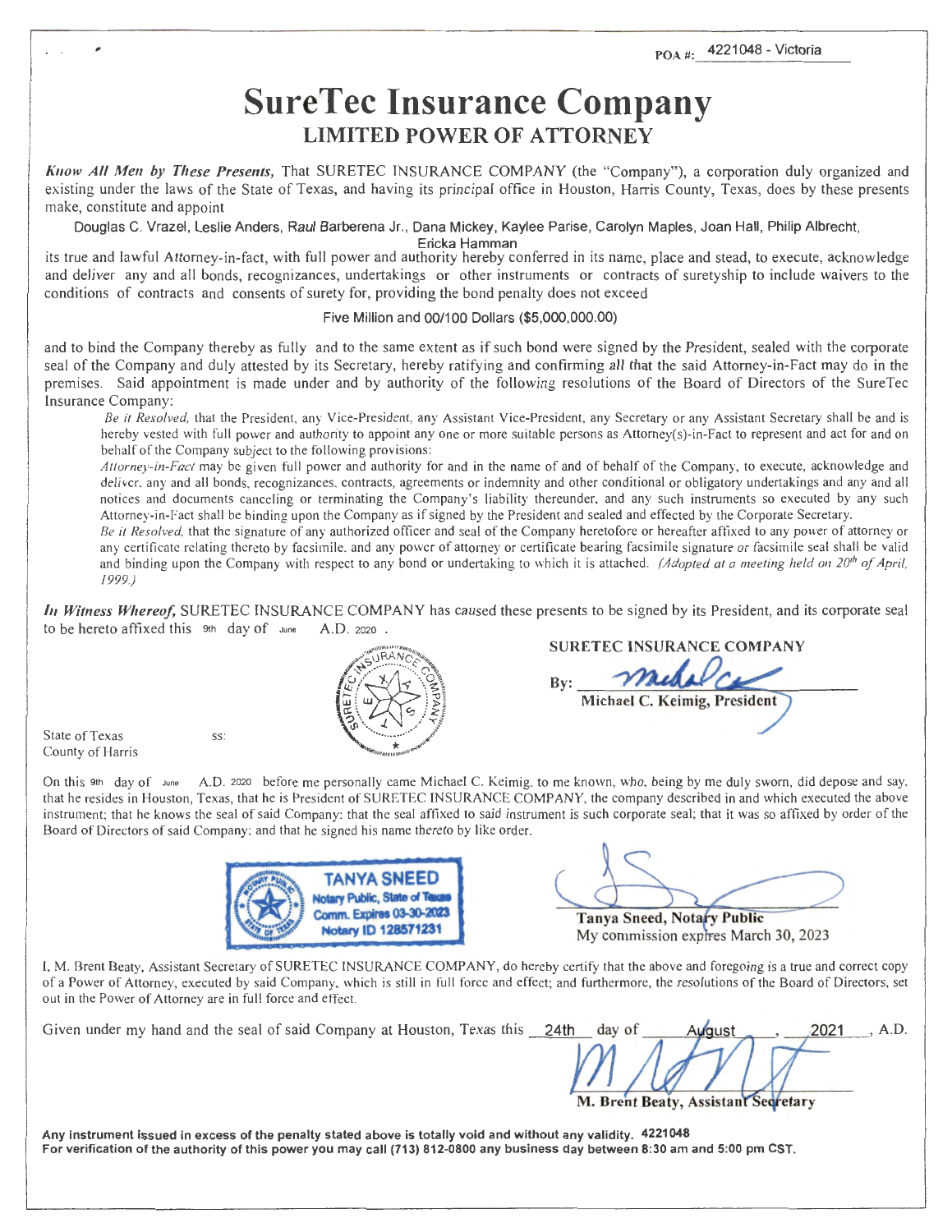POA #: 4221048 - Victoria

# SureTec Insurance Company

## LIMITED POWER OF ATTORNEY

***Know All Men by These Presents,*** That SURETEC INSURANCE COMPANY (the "Company"), a corporation duly organized and existing under the laws of the State of Texas, and having its principal office in Houston, Harris County, Texas, does by these presents make, constitute and appoint

Douglas C. Vrazel, Leslie Anders, Raul Barberena Jr., Dana Mickey, Kaylee Parise, Carolyn Maples, Joan Hall, Philip Albrecht, Ericka Hamman

its true and lawful Attorney-in-fact, with full power and authority hereby conferred in its name, place and stead, to execute, acknowledge and deliver any and all bonds, recognizances, undertakings or other instruments or contracts of suretyship to include waivers to the conditions of contracts and consents of surety for, providing the bond penalty does not exceed

Five Million and 00/100 Dollars ($5,000,000.00)

and to bind the Company thereby as fully and to the same extent as if such bond were signed by the President, sealed with the corporate seal of the Company and duly attested by its Secretary, hereby ratifying and confirming all that the said Attorney-in-Fact may do in the premises. Said appointment is made under and by authority of the following resolutions of the Board of Directors of the SureTec Insurance Company:

*Be it Resolved,* that the President, any Vice-President, any Assistant Vice-President, any Secretary or any Assistant Secretary shall be and is hereby vested with full power and authority to appoint any one or more suitable persons as Attorney(s)-in-Fact to represent and act for and on behalf of the Company subject to the following provisions:

*Attorney-in-Fact* may be given full power and authority for and in the name of and of behalf of the Company, to execute, acknowledge and deliver, any and all bonds, recognizances, contracts, agreements or indemnity and other conditional or obligatory undertakings and any and all notices and documents canceling or terminating the Company's liability thereunder, and any such instruments so executed by any such Attorney-in-Fact shall be binding upon the Company as if signed by the President and sealed and effected by the Corporate Secretary.

*Be it Resolved,* that the signature of any authorized officer and seal of the Company heretofore or hereafter affixed to any power of attorney or any certificate relating thereto by facsimile, and any power of attorney or certificate bearing facsimile signature or facsimile seal shall be valid and binding upon the Company with respect to any bond or undertaking to which it is attached. *(Adopted at a meeting held on 20th of April, 1999.)*

***In Witness Whereof,*** SURETEC INSURANCE COMPANY has caused these presents to be signed by its President, and its corporate seal to be hereto affixed this 9th day of June A.D. 2020 .

**SURETEC INSURANCE COMPANY**

By: _______________________
**Michael C. Keimig, President**

State of Texas ss:
County of Harris

On this 9th day of June A.D. 2020 before me personally came Michael C. Keimig, to me known, who, being by me duly sworn, did depose and say, that he resides in Houston, Texas, that he is President of SURETEC INSURANCE COMPANY, the company described in and which executed the above instrument; that he knows the seal of said Company; that the seal affixed to said instrument is such corporate seal; that it was so affixed by order of the Board of Directors of said Company; and that he signed his name thereto by like order.

TANYA SNEED
Notary Public, State of Texas
Comm. Expires 03-30-2023
Notary ID 128571231

**Tanya Sneed, Notary Public**
My commission expires March 30, 2023

I, M. Brent Beaty, Assistant Secretary of SURETEC INSURANCE COMPANY, do hereby certify that the above and foregoing is a true and correct copy of a Power of Attorney, executed by said Company, which is still in full force and effect; and furthermore, the resolutions of the Board of Directors, set out in the Power of Attorney are in full force and effect.

Given under my hand and the seal of said Company at Houston, Texas this 24th day of August, 2021, A.D.

**M. Brent Beaty, Assistant Secretary**

**Any instrument issued in excess of the penalty stated above is totally void and without any validity. 4221048**
**For verification of the authority of this power you may call (713) 812-0800 any business day between 8:30 am and 5:00 pm CST.**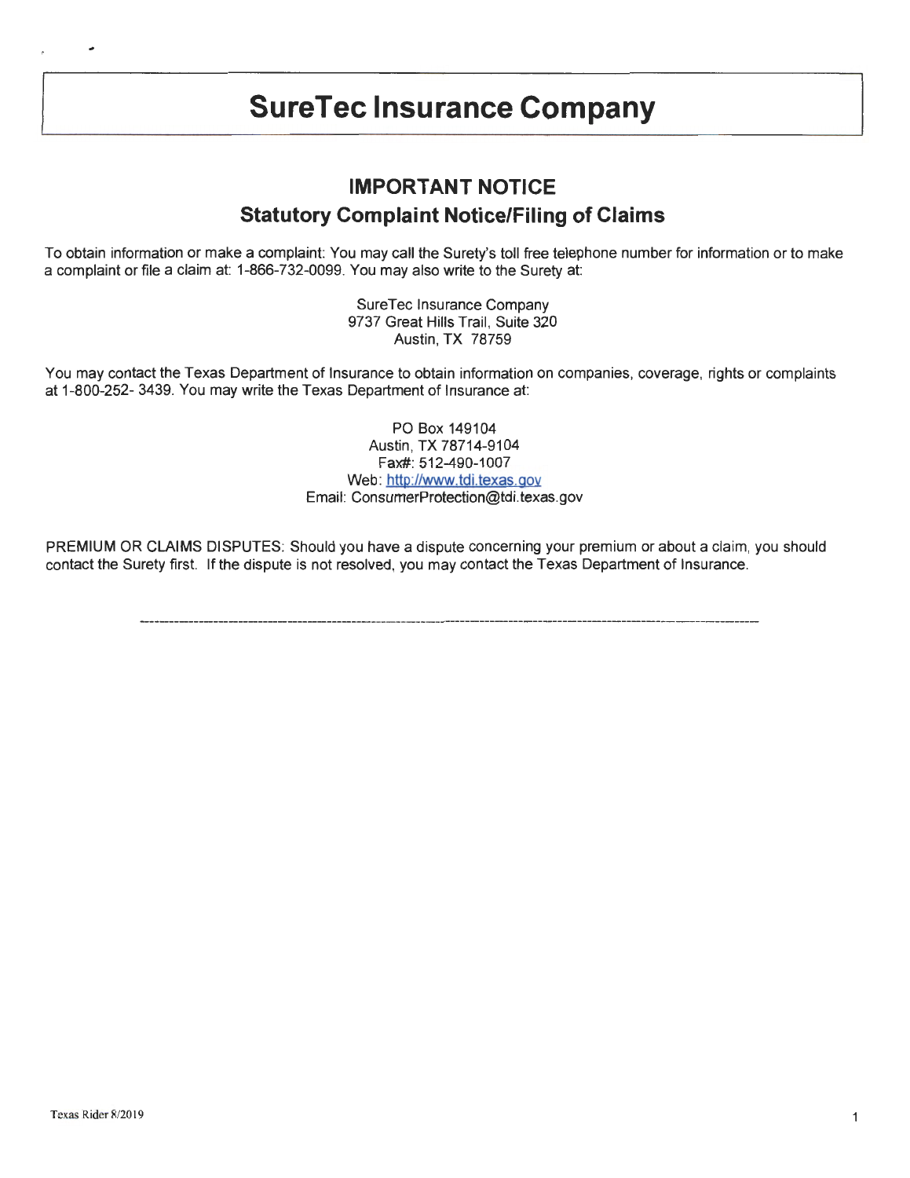# SureTec Insurance Company

## IMPORTANT NOTICE

## Statutory Complaint Notice/Filing of Claims

To obtain information or make a complaint: You may call the Surety's toll free telephone number for information or to make a complaint or file a claim at: 1-866-732-0099. You may also write to the Surety at:

SureTec Insurance Company
9737 Great Hills Trail, Suite 320
Austin, TX 78759

You may contact the Texas Department of Insurance to obtain information on companies, coverage, rights or complaints at 1-800-252- 3439. You may write the Texas Department of Insurance at:

PO Box 149104
Austin, TX 78714-9104
Fax#: 512-490-1007
Web: http://www.tdi.texas.gov
Email: ConsumerProtection@tdi.texas.gov

PREMIUM OR CLAIMS DISPUTES: Should you have a dispute concerning your premium or about a claim, you should contact the Surety first. If the dispute is not resolved, you may contact the Texas Department of Insurance.

---

Texas Rider 8/2019